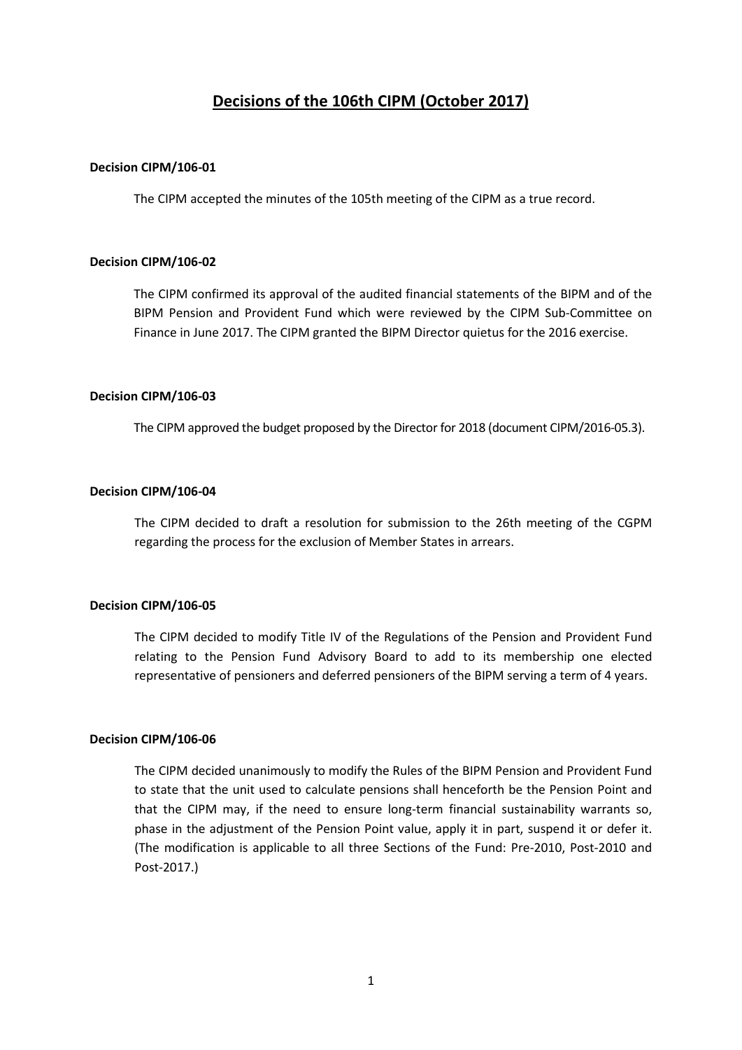# Decisions of the 106th CIPM (October 2017)

**Decision CIPM/106-01**

The CIPM accepted the minutes of the 105th meeting of the CIPM as a true record.

**Decision CIPM/106-02**

The CIPM confirmed its approval of the audited financial statements of the BIPM and of the BIPM Pension and Provident Fund which were reviewed by the CIPM Sub-Committee on Finance in June 2017. The CIPM granted the BIPM Director quietus for the 2016 exercise.

**Decision CIPM/106-03**

The CIPM approved the budget proposed by the Director for 2018 (document CIPM/2016-05.3).

**Decision CIPM/106-04**

The CIPM decided to draft a resolution for submission to the 26th meeting of the CGPM regarding the process for the exclusion of Member States in arrears.

**Decision CIPM/106-05**

The CIPM decided to modify Title IV of the Regulations of the Pension and Provident Fund relating to the Pension Fund Advisory Board to add to its membership one elected representative of pensioners and deferred pensioners of the BIPM serving a term of 4 years.

**Decision CIPM/106-06**

The CIPM decided unanimously to modify the Rules of the BIPM Pension and Provident Fund to state that the unit used to calculate pensions shall henceforth be the Pension Point and that the CIPM may, if the need to ensure long-term financial sustainability warrants so, phase in the adjustment of the Pension Point value, apply it in part, suspend it or defer it. (The modification is applicable to all three Sections of the Fund: Pre-2010, Post-2010 and Post-2017.)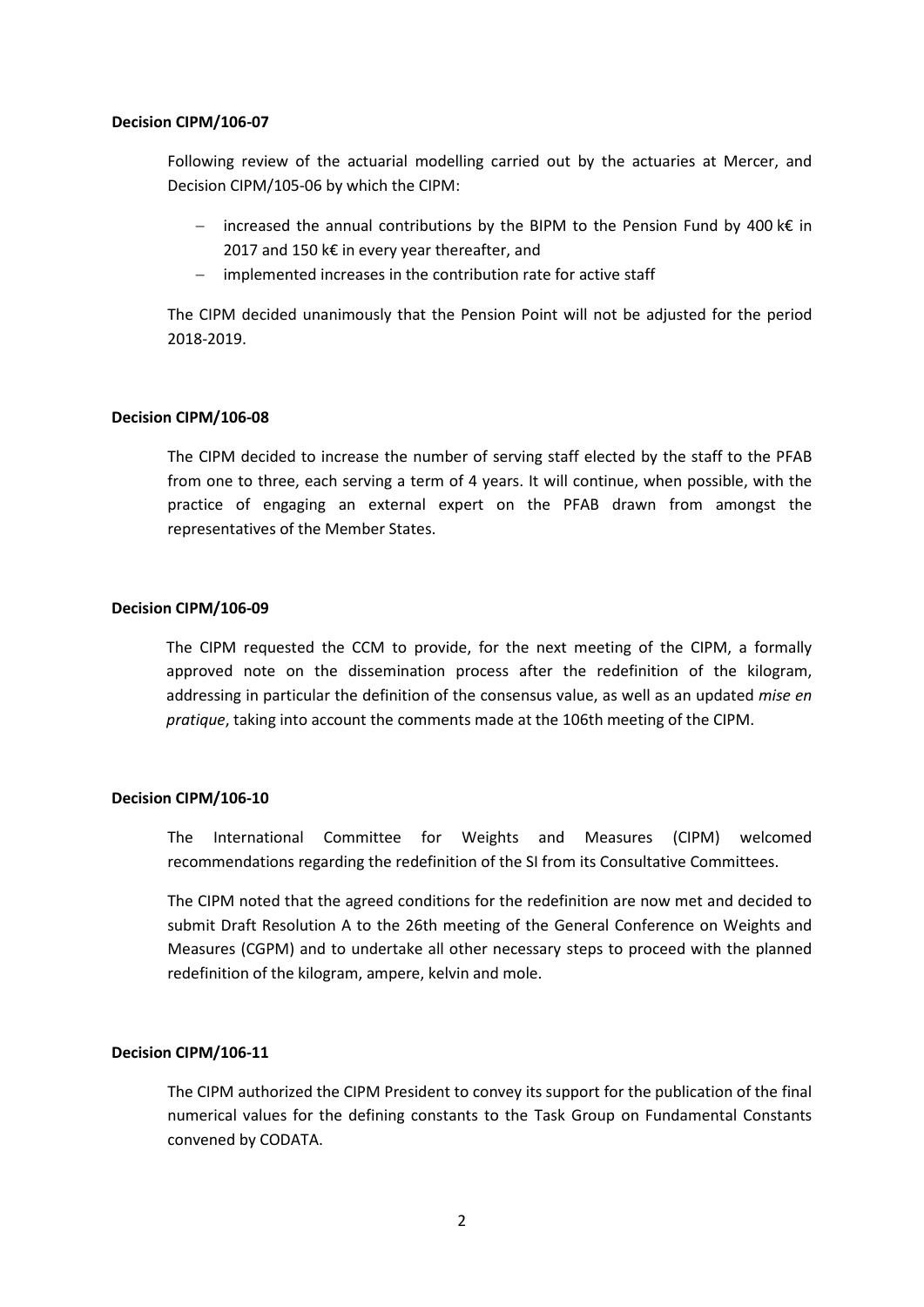**Decision CIPM/106-07**

Following review of the actuarial modelling carried out by the actuaries at Mercer, and Decision CIPM/105-06 by which the CIPM:

- increased the annual contributions by the BIPM to the Pension Fund by 400 k€ in 2017 and 150 k€ in every year thereafter, and
- implemented increases in the contribution rate for active staff

The CIPM decided unanimously that the Pension Point will not be adjusted for the period 2018-2019.

**Decision CIPM/106-08**

The CIPM decided to increase the number of serving staff elected by the staff to the PFAB from one to three, each serving a term of 4 years. It will continue, when possible, with the practice of engaging an external expert on the PFAB drawn from amongst the representatives of the Member States.

**Decision CIPM/106-09**

The CIPM requested the CCM to provide, for the next meeting of the CIPM, a formally approved note on the dissemination process after the redefinition of the kilogram, addressing in particular the definition of the consensus value, as well as an updated *mise en pratique*, taking into account the comments made at the 106th meeting of the CIPM.

**Decision CIPM/106-10**

The International Committee for Weights and Measures (CIPM) welcomed recommendations regarding the redefinition of the SI from its Consultative Committees.

The CIPM noted that the agreed conditions for the redefinition are now met and decided to submit Draft Resolution A to the 26th meeting of the General Conference on Weights and Measures (CGPM) and to undertake all other necessary steps to proceed with the planned redefinition of the kilogram, ampere, kelvin and mole.

**Decision CIPM/106-11**

The CIPM authorized the CIPM President to convey its support for the publication of the final numerical values for the defining constants to the Task Group on Fundamental Constants convened by CODATA.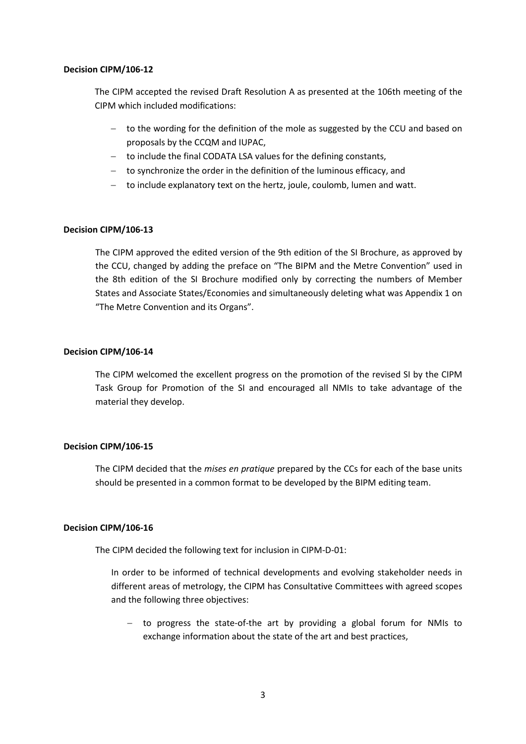**Decision CIPM/106-12**

The CIPM accepted the revised Draft Resolution A as presented at the 106th meeting of the CIPM which included modifications:

- to the wording for the definition of the mole as suggested by the CCU and based on proposals by the CCQM and IUPAC,
- to include the final CODATA LSA values for the defining constants,
- to synchronize the order in the definition of the luminous efficacy, and
- to include explanatory text on the hertz, joule, coulomb, lumen and watt.

**Decision CIPM/106-13**

The CIPM approved the edited version of the 9th edition of the SI Brochure, as approved by the CCU, changed by adding the preface on "The BIPM and the Metre Convention" used in the 8th edition of the SI Brochure modified only by correcting the numbers of Member States and Associate States/Economies and simultaneously deleting what was Appendix 1 on "The Metre Convention and its Organs".

**Decision CIPM/106-14**

The CIPM welcomed the excellent progress on the promotion of the revised SI by the CIPM Task Group for Promotion of the SI and encouraged all NMIs to take advantage of the material they develop.

**Decision CIPM/106-15**

The CIPM decided that the *mises en pratique* prepared by the CCs for each of the base units should be presented in a common format to be developed by the BIPM editing team.

**Decision CIPM/106-16**

The CIPM decided the following text for inclusion in CIPM-D-01:

In order to be informed of technical developments and evolving stakeholder needs in different areas of metrology, the CIPM has Consultative Committees with agreed scopes and the following three objectives:

- to progress the state-of-the art by providing a global forum for NMIs to exchange information about the state of the art and best practices,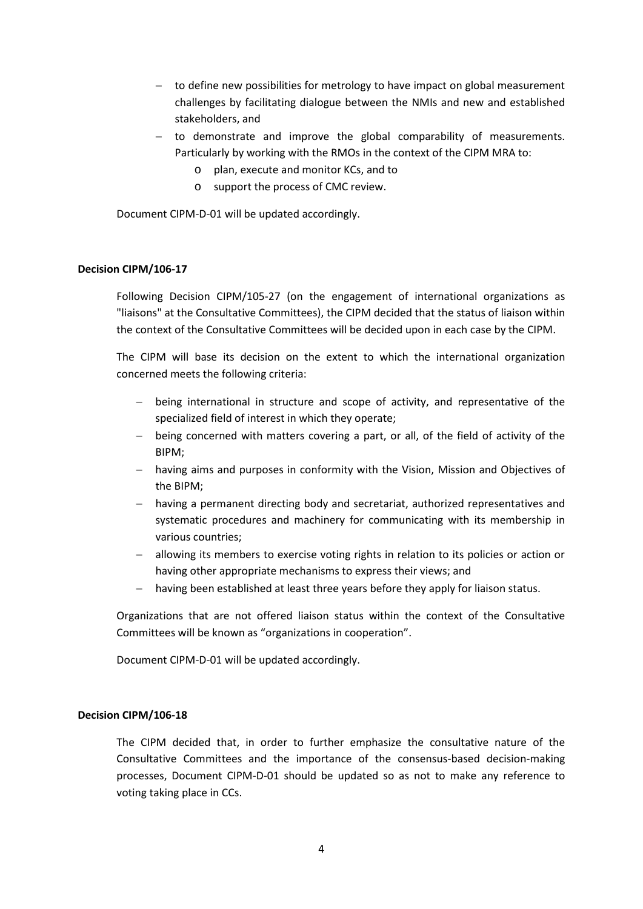- to define new possibilities for metrology to have impact on global measurement challenges by facilitating dialogue between the NMIs and new and established stakeholders, and
- to demonstrate and improve the global comparability of measurements. Particularly by working with the RMOs in the context of the CIPM MRA to:
  - plan, execute and monitor KCs, and to
  - support the process of CMC review.

Document CIPM-D-01 will be updated accordingly.

**Decision CIPM/106-17**

Following Decision CIPM/105-27 (on the engagement of international organizations as "liaisons" at the Consultative Committees), the CIPM decided that the status of liaison within the context of the Consultative Committees will be decided upon in each case by the CIPM.

The CIPM will base its decision on the extent to which the international organization concerned meets the following criteria:

- being international in structure and scope of activity, and representative of the specialized field of interest in which they operate;
- being concerned with matters covering a part, or all, of the field of activity of the BIPM;
- having aims and purposes in conformity with the Vision, Mission and Objectives of the BIPM;
- having a permanent directing body and secretariat, authorized representatives and systematic procedures and machinery for communicating with its membership in various countries;
- allowing its members to exercise voting rights in relation to its policies or action or having other appropriate mechanisms to express their views; and
- having been established at least three years before they apply for liaison status.

Organizations that are not offered liaison status within the context of the Consultative Committees will be known as "organizations in cooperation".

Document CIPM-D-01 will be updated accordingly.

**Decision CIPM/106-18**

The CIPM decided that, in order to further emphasize the consultative nature of the Consultative Committees and the importance of the consensus-based decision-making processes, Document CIPM-D-01 should be updated so as not to make any reference to voting taking place in CCs.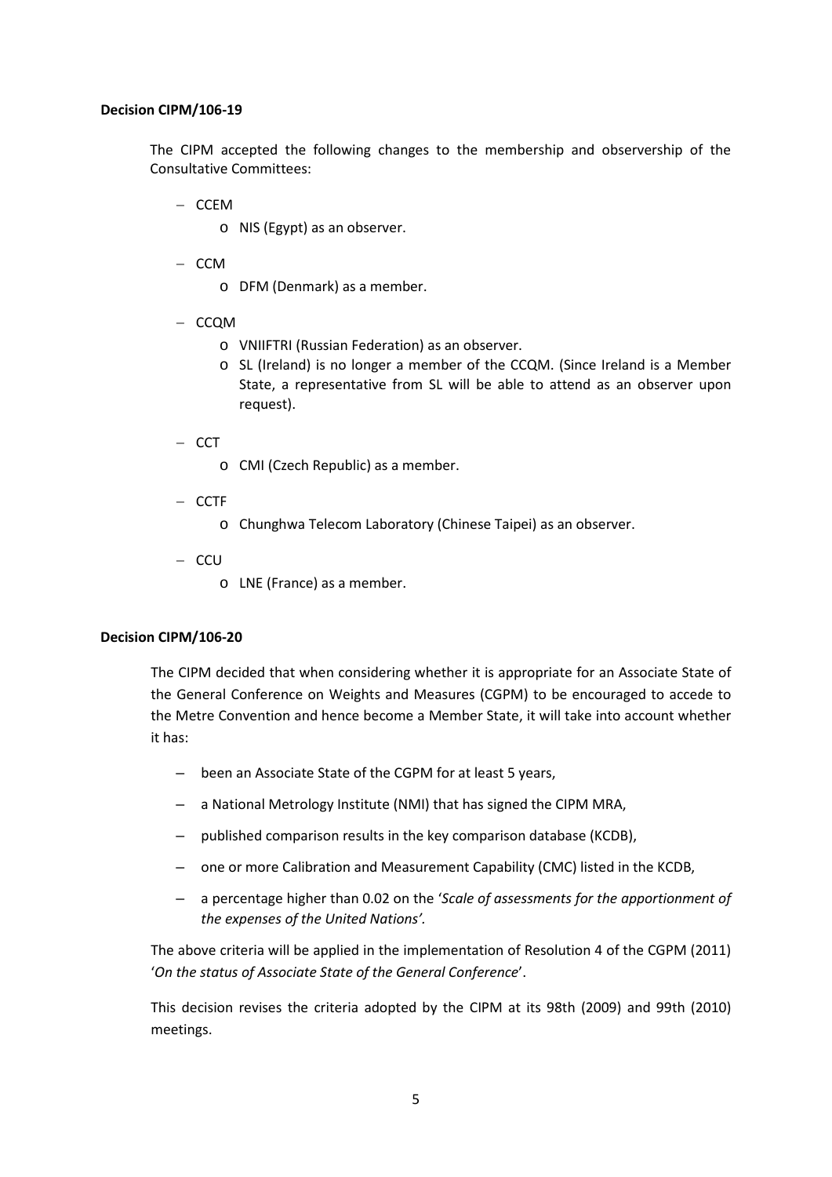**Decision CIPM/106-19**

The CIPM accepted the following changes to the membership and observership of the Consultative Committees:

- CCEM
  - NIS (Egypt) as an observer.
- CCM
  - DFM (Denmark) as a member.
- CCQM
  - VNIIFTRI (Russian Federation) as an observer.
  - SL (Ireland) is no longer a member of the CCQM. (Since Ireland is a Member State, a representative from SL will be able to attend as an observer upon request).
- CCT
  - CMI (Czech Republic) as a member.
- CCTF
  - Chunghwa Telecom Laboratory (Chinese Taipei) as an observer.
- CCU
  - LNE (France) as a member.

**Decision CIPM/106-20**

The CIPM decided that when considering whether it is appropriate for an Associate State of the General Conference on Weights and Measures (CGPM) to be encouraged to accede to the Metre Convention and hence become a Member State, it will take into account whether it has:

- been an Associate State of the CGPM for at least 5 years,
- a National Metrology Institute (NMI) that has signed the CIPM MRA,
- published comparison results in the key comparison database (KCDB),
- one or more Calibration and Measurement Capability (CMC) listed in the KCDB,
- a percentage higher than 0.02 on the '*Scale of assessments for the apportionment of the expenses of the United Nations'.*

The above criteria will be applied in the implementation of Resolution 4 of the CGPM (2011) '*On the status of Associate State of the General Conference*'.

This decision revises the criteria adopted by the CIPM at its 98th (2009) and 99th (2010) meetings.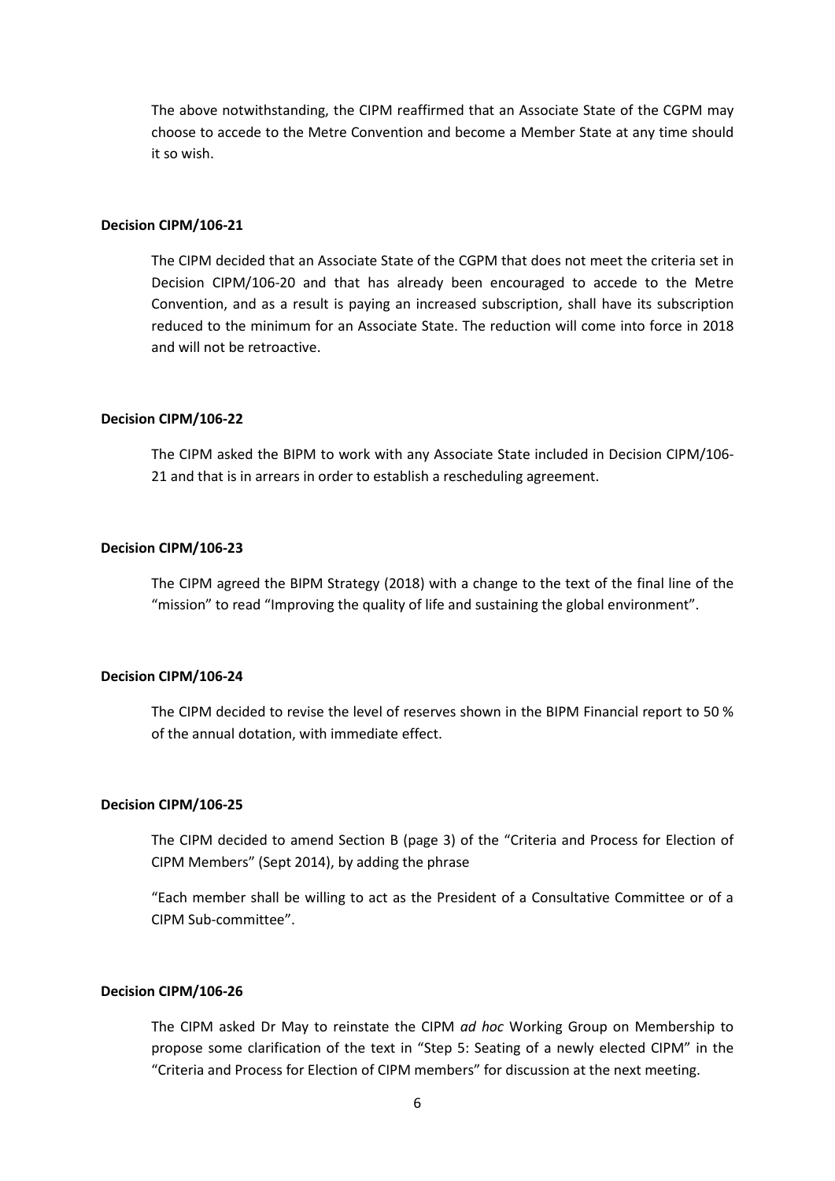The above notwithstanding, the CIPM reaffirmed that an Associate State of the CGPM may choose to accede to the Metre Convention and become a Member State at any time should it so wish.

**Decision CIPM/106-21**

The CIPM decided that an Associate State of the CGPM that does not meet the criteria set in Decision CIPM/106-20 and that has already been encouraged to accede to the Metre Convention, and as a result is paying an increased subscription, shall have its subscription reduced to the minimum for an Associate State. The reduction will come into force in 2018 and will not be retroactive.

**Decision CIPM/106-22**

The CIPM asked the BIPM to work with any Associate State included in Decision CIPM/106-21 and that is in arrears in order to establish a rescheduling agreement.

**Decision CIPM/106-23**

The CIPM agreed the BIPM Strategy (2018) with a change to the text of the final line of the "mission" to read "Improving the quality of life and sustaining the global environment".

**Decision CIPM/106-24**

The CIPM decided to revise the level of reserves shown in the BIPM Financial report to 50 % of the annual dotation, with immediate effect.

**Decision CIPM/106-25**

The CIPM decided to amend Section B (page 3) of the "Criteria and Process for Election of CIPM Members" (Sept 2014), by adding the phrase

"Each member shall be willing to act as the President of a Consultative Committee or of a CIPM Sub-committee".

**Decision CIPM/106-26**

The CIPM asked Dr May to reinstate the CIPM *ad hoc* Working Group on Membership to propose some clarification of the text in "Step 5: Seating of a newly elected CIPM" in the "Criteria and Process for Election of CIPM members" for discussion at the next meeting.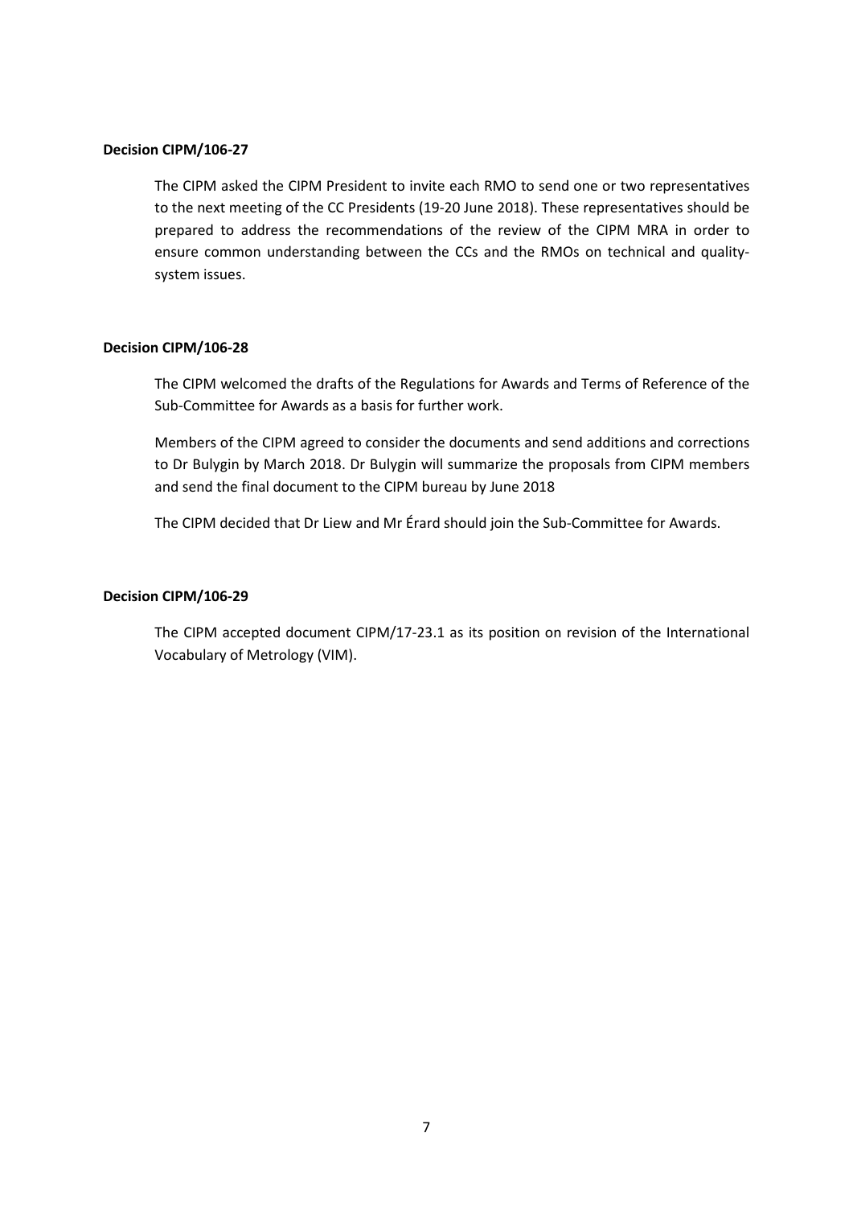**Decision CIPM/106-27**

The CIPM asked the CIPM President to invite each RMO to send one or two representatives to the next meeting of the CC Presidents (19-20 June 2018). These representatives should be prepared to address the recommendations of the review of the CIPM MRA in order to ensure common understanding between the CCs and the RMOs on technical and quality-system issues.

**Decision CIPM/106-28**

The CIPM welcomed the drafts of the Regulations for Awards and Terms of Reference of the Sub-Committee for Awards as a basis for further work.

Members of the CIPM agreed to consider the documents and send additions and corrections to Dr Bulygin by March 2018. Dr Bulygin will summarize the proposals from CIPM members and send the final document to the CIPM bureau by June 2018

The CIPM decided that Dr Liew and Mr Érard should join the Sub-Committee for Awards.

**Decision CIPM/106-29**

The CIPM accepted document CIPM/17-23.1 as its position on revision of the International Vocabulary of Metrology (VIM).